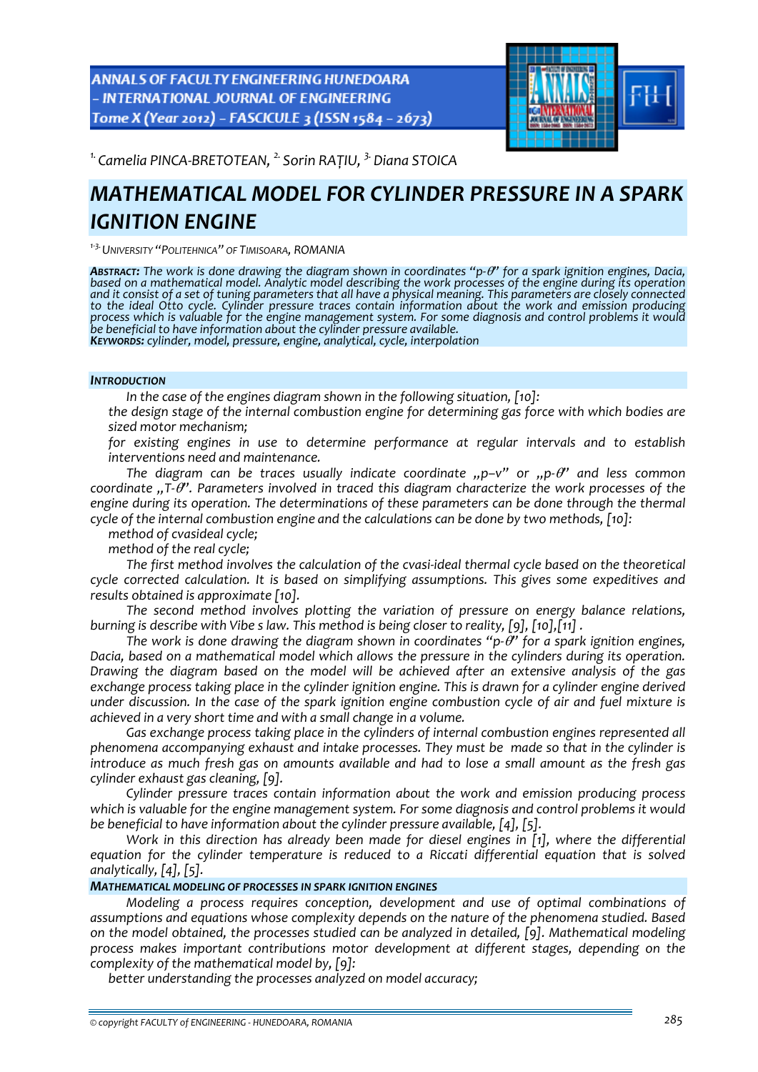[1.] Camelia PINCA-BRETOTEAN, [2.] Sorin RAȚIU, [3.] Diana STOICA

# MATHEMATICAL MODEL FOR CYLINDER PRESSURE IN A SPARK IGNITION ENGINE

[1-3.] UNIVERSITY "POLITEHNICA" OF TIMISOARA, ROMANIA

**ABSTRACT:** *The work is done drawing the diagram shown in coordinates "p-θ" for a spark ignition engines, Dacia, based on a mathematical model. Analytic model describing the work processes of the engine during its operation and it consist of a set of tuning parameters that all have a physical meaning. This parameters are closely connected to the ideal Otto cycle. Cylinder pressure traces contain information about the work and emission producing process which is valuable for the engine management system. For some diagnosis and control problems it would be beneficial to have information about the cylinder pressure available.*

**KEYWORDS:** *cylinder, model, pressure, engine, analytical, cycle, interpolation*

## INTRODUCTION

*In the case of the engines diagram shown in the following situation, [10]:*

- *the design stage of the internal combustion engine for determining gas force with which bodies are sized motor mechanism;*
- *for existing engines in use to determine performance at regular intervals and to establish interventions need and maintenance.*

*The diagram can be traces usually indicate coordinate „p–v" or „p-θ" and less common coordinate „T-θ". Parameters involved in traced this diagram characterize the work processes of the engine during its operation. The determinations of these parameters can be done through the thermal cycle of the internal combustion engine and the calculations can be done by two methods, [10]:*

- *method of cvasideal cycle;*
- *method of the real cycle;*

*The first method involves the calculation of the cvasi-ideal thermal cycle based on the theoretical cycle corrected calculation. It is based on simplifying assumptions. This gives some expeditives and results obtained is approximate [10].*

*The second method involves plotting the variation of pressure on energy balance relations, burning is describe with Vibe s law. This method is being closer to reality, [9], [10],[11] .*

*The work is done drawing the diagram shown in coordinates "p-θ" for a spark ignition engines, Dacia, based on a mathematical model which allows the pressure in the cylinders during its operation. Drawing the diagram based on the model will be achieved after an extensive analysis of the gas exchange process taking place in the cylinder ignition engine. This is drawn for a cylinder engine derived under discussion. In the case of the spark ignition engine combustion cycle of air and fuel mixture is achieved in a very short time and with a small change in a volume.*

*Gas exchange process taking place in the cylinders of internal combustion engines represented all phenomena accompanying exhaust and intake processes. They must be made so that in the cylinder is introduce as much fresh gas on amounts available and had to lose a small amount as the fresh gas cylinder exhaust gas cleaning, [9].*

*Cylinder pressure traces contain information about the work and emission producing process which is valuable for the engine management system. For some diagnosis and control problems it would be beneficial to have information about the cylinder pressure available, [4], [5].*

*Work in this direction has already been made for diesel engines in [1], where the differential equation for the cylinder temperature is reduced to a Riccati differential equation that is solved analytically, [4], [5].*

## MATHEMATICAL MODELING OF PROCESSES IN SPARK IGNITION ENGINES

*Modeling a process requires conception, development and use of optimal combinations of assumptions and equations whose complexity depends on the nature of the phenomena studied. Based on the model obtained, the processes studied can be analyzed in detailed, [9]. Mathematical modeling process makes important contributions motor development at different stages, depending on the complexity of the mathematical model by, [9]:*

- *better understanding the processes analyzed on model accuracy;*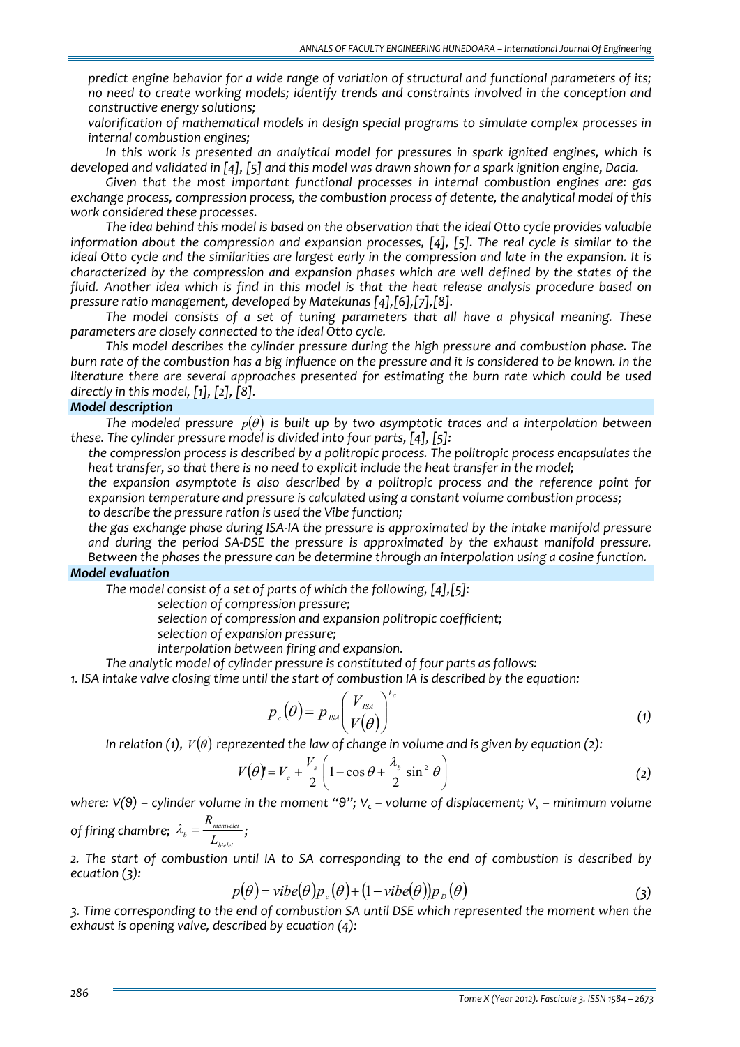*predict engine behavior for a wide range of variation of structural and functional parameters of its; no need to create working models; identify trends and constraints involved in the conception and constructive energy solutions;*

*valorification of mathematical models in design special programs to simulate complex processes in internal combustion engines;*

*In this work is presented an analytical model for pressures in spark ignited engines, which is developed and validated in [4], [5] and this model was drawn shown for a spark ignition engine, Dacia.*

*Given that the most important functional processes in internal combustion engines are: gas exchange process, compression process, the combustion process of detente, the analytical model of this work considered these processes.*

*The idea behind this model is based on the observation that the ideal Otto cycle provides valuable information about the compression and expansion processes, [4], [5]. The real cycle is similar to the ideal Otto cycle and the similarities are largest early in the compression and late in the expansion. It is characterized by the compression and expansion phases which are well defined by the states of the fluid. Another idea which is find in this model is that the heat release analysis procedure based on pressure ratio management, developed by Matekunas [4],[6],[7],[8].*

*The model consists of a set of tuning parameters that all have a physical meaning. These parameters are closely connected to the ideal Otto cycle.*

*This model describes the cylinder pressure during the high pressure and combustion phase. The burn rate of the combustion has a big influence on the pressure and it is considered to be known. In the literature there are several approaches presented for estimating the burn rate which could be used directly in this model, [1], [2], [8].*

### *Model description*

*The modeled pressure $p(\theta)$ is built up by two asymptotic traces and a interpolation between these. The cylinder pressure model is divided into four parts, [4], [5]:*

*the compression process is described by a politropic process. The politropic process encapsulates the heat transfer, so that there is no need to explicit include the heat transfer in the model;*

*the expansion asymptote is also described by a politropic process and the reference point for expansion temperature and pressure is calculated using a constant volume combustion process;*

*to describe the pressure ration is used the Vibe function;*

*the gas exchange phase during ISA-IA the pressure is approximated by the intake manifold pressure and during the period SA-DSE the pressure is approximated by the exhaust manifold pressure. Between the phases the pressure can be determine through an interpolation using a cosine function.*

### *Model evaluation*

*The model consist of a set of parts of which the following, [4],[5]:*

*selection of compression pressure;*

*selection of compression and expansion politropic coefficient;*

*selection of expansion pressure;*

*interpolation between firing and expansion.*

*The analytic model of cylinder pressure is constituted of four parts as follows:*

*1. ISA intake valve closing time until the start of combustion IA is described by the equation:*

$$p_c(\theta) = p_{ISA}\left(\frac{V_{ISA}}{V(\theta)}\right)^{k_c} \tag{1}$$

*In relation (1), $V(\theta)$ reprezented the law of change in volume and is given by equation (2):*

$$V(\theta) = V_c + \frac{V_s}{2}\left(1 - \cos\theta + \frac{\lambda_b}{2}\sin^2\theta\right) \tag{2}$$

*where: V(θ) – cylinder volume in the moment "θ"; $V_c$ – volume of displacement; $V_s$ – minimum volume of firing chambre; $\lambda_b = \dfrac{R_{manivelei}}{L_{bielei}}$;*

*2. The start of combustion until IA to SA corresponding to the end of combustion is described by ecuation (3):*

$$p(\theta) = vibe(\theta)p_c(\theta) + (1 - vibe(\theta))p_D(\theta) \tag{3}$$

*3. Time corresponding to the end of combustion SA until DSE which represented the moment when the exhaust is opening valve, described by ecuation (4):*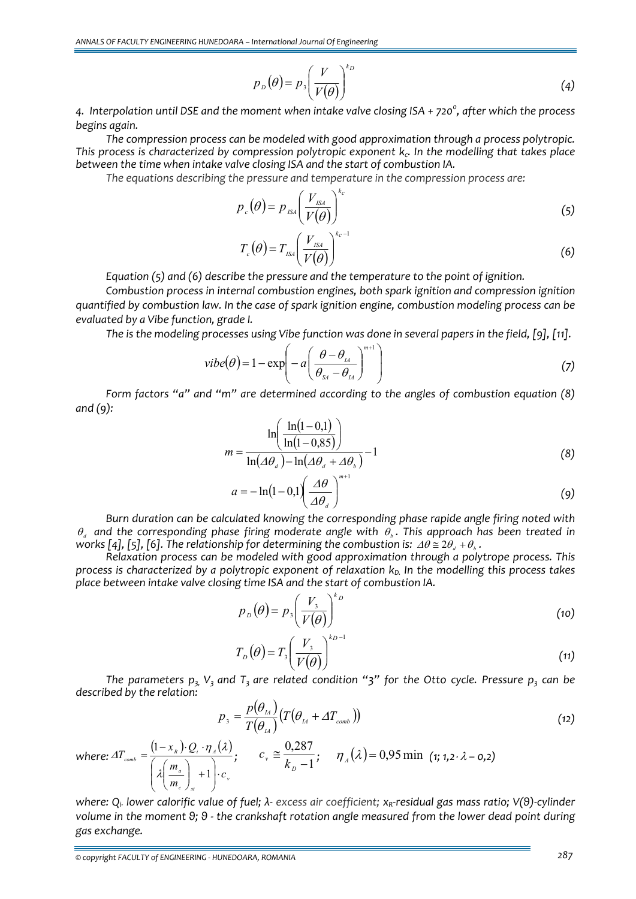$$p_D(\theta) = p_3\left(\frac{V}{V(\theta)}\right)^{k_D} \tag{4}$$

*4. Interpolation until DSE and the moment when intake valve closing ISA + 720°, after which the process begins again.*

*The compression process can be modeled with good approximation through a process polytropic. This process is characterized by compression polytropic exponent $k_c$. In the modelling that takes place between the time when intake valve closing ISA and the start of combustion IA.*

*The equations describing the pressure and temperature in the compression process are:*

$$p_c(\theta) = p_{ISA}\left(\frac{V_{ISA}}{V(\theta)}\right)^{k_c} \tag{5}$$

$$T_c(\theta) = T_{ISA}\left(\frac{V_{ISA}}{V(\theta)}\right)^{k_c - 1} \tag{6}$$

*Equation (5) and (6) describe the pressure and the temperature to the point of ignition.*

*Combustion process in internal combustion engines, both spark ignition and compression ignition quantified by combustion law. In the case of spark ignition engine, combustion modeling process can be evaluated by a Vibe function, grade I.*

*The is the modeling processes using Vibe function was done in several papers in the field, [9], [11].*

$$vibe(\theta) = 1 - \exp\left(-a\left(\frac{\theta - \theta_{IA}}{\theta_{SA} - \theta_{IA}}\right)^{m+1}\right) \tag{7}$$

*Form factors "a" and "m" are determined according to the angles of combustion equation (8) and (9):*

$$m = \frac{\ln\left(\frac{\ln(1-0{,}1)}{\ln(1-0{,}85)}\right)}{\ln(\Delta\theta_d) - \ln(\Delta\theta_d + \Delta\theta_b)} - 1 \tag{8}$$

$$a = -\ln(1-0{,}1)\left(\frac{\Delta\theta}{\Delta\theta_d}\right)^{m+1} \tag{9}$$

*Burn duration can be calculated knowing the corresponding phase rapide angle firing noted with $\theta_d$ and the corresponding phase firing moderate angle with $\theta_b$. This approach has been treated in works [4], [5], [6]. The relationship for determining the combustion is: $\Delta\theta \cong 2\theta_d + \theta_b$.*

*Relaxation process can be modeled with good approximation through a polytrope process. This process is characterized by a polytropic exponent of relaxation $k_D$. In the modelling this process takes place between intake valve closing time ISA and the start of combustion IA.*

$$p_D(\theta) = p_3\left(\frac{V_3}{V(\theta)}\right)^{k_D} \tag{10}$$

$$T_D(\theta) = T_3\left(\frac{V_3}{V(\theta)}\right)^{k_D - 1} \tag{11}$$

*The parameters $p_3$, $V_3$ and $T_3$ are related condition "3" for the Otto cycle. Pressure $p_3$ can be described by the relation:*

$$p_3 = \frac{p(\theta_{IA})}{T(\theta_{IA})}\left(T(\theta_{IA} + \Delta T_{comb})\right) \tag{12}$$

*where:* $\Delta T_{comb} = \dfrac{(1 - x_R)\cdot Q_i \cdot \eta_A(\lambda)}{\left(\lambda\left(\dfrac{m_a}{m_c}\right)_{st} + 1\right)\cdot c_v}$; $\quad c_v \cong \dfrac{0{,}287}{k_D - 1}$; $\quad \eta_A(\lambda) = 0{,}95\min$ *(1; 1,2·λ – 0,2)*

*where: $Q_i$- lower calorific value of fuel; λ- excess air coefficient; $x_R$-residual gas mass ratio; V(ϑ)-cylinder volume in the moment ϑ; ϑ - the crankshaft rotation angle measured from the lower dead point during gas exchange.*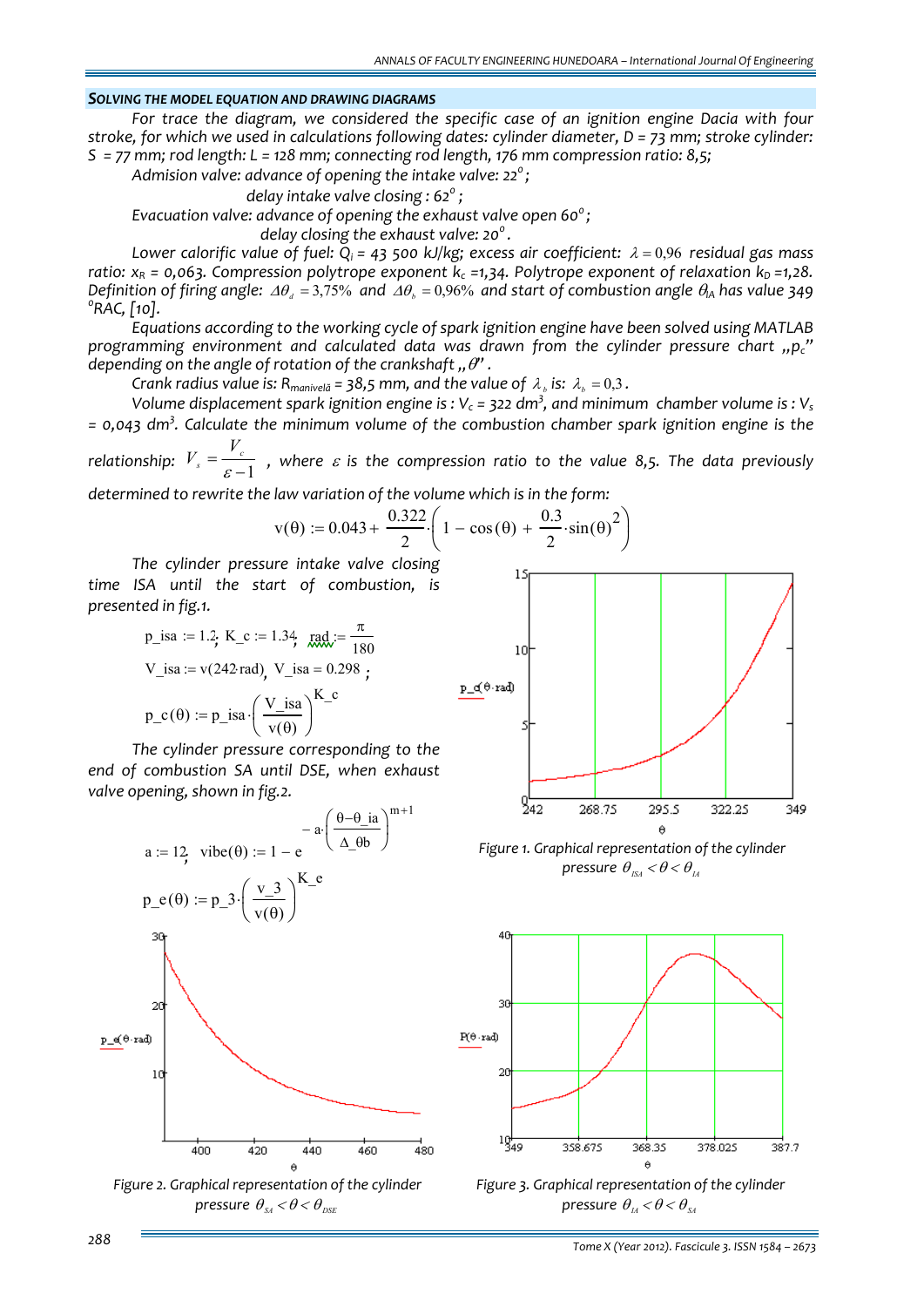### SOLVING THE MODEL EQUATION AND DRAWING DIAGRAMS

*For trace the diagram, we considered the specific case of an ignition engine Dacia with four stroke, for which we used in calculations following dates: cylinder diameter, D = 73 mm; stroke cylinder: S = 77 mm; rod length: L = 128 mm; connecting rod length, 176 mm compression ratio: 8,5;*

*Admision valve: advance of opening the intake valve: 22°;*

*delay intake valve closing : 62°;*

*Evacuation valve: advance of opening the exhaust valve open 60°;*

*delay closing the exhaust valve: 20°.*

*Lower calorific value of fuel: $Q_i$ = 43 500 kJ/kg; excess air coefficient: $\lambda = 0{,}96$ residual gas mass ratio: $x_R$ = 0,063. Compression polytrope exponent $k_c$ =1,34. Polytrope exponent of relaxation $k_D$ =1,28. Definition of firing angle: $\Delta\theta_d = 3{,}75\%$ and $\Delta\theta_b = 0{,}96\%$ and start of combustion angle $\theta_{IA}$ has value 349 °RAC, [10].*

*Equations according to the working cycle of spark ignition engine have been solved using MATLAB programming environment and calculated data was drawn from the cylinder pressure chart „$p_c$" depending on the angle of rotation of the crankshaft „$\theta$".*

*Crank radius value is: $R_{manivelă}$ = 38,5 mm, and the value of $\lambda_b$ is: $\lambda_b = 0{,}3$.*

*Volume displacement spark ignition engine is : $V_c$ = 322 dm³, and minimum chamber volume is : $V_s$ = 0,043 dm³. Calculate the minimum volume of the combustion chamber spark ignition engine is the relationship: $V_s = \dfrac{V_c}{\varepsilon - 1}$ , where $\varepsilon$ is the compression ratio to the value 8,5. The data previously determined to rewrite the law variation of the volume which is in the form:*

$$v(\theta) := 0.043 + \frac{0.322}{2}\cdot\left(1 - \cos(\theta) + \frac{0.3}{2}\cdot\sin(\theta)^2\right)$$

*The cylinder pressure intake valve closing time ISA until the start of combustion, is presented in fig.1.*

$$p\_isa := 1.2;\ K\_c := 1.34;\ rad := \frac{\pi}{180}$$

$$V\_isa := v(242\cdot rad),\ V\_isa = 0.298;$$

$$p\_c(\theta) := p\_isa\cdot\left(\frac{V\_isa}{v(\theta)}\right)^{K\_c}$$

Figure 1. Graphical representation of the cylinder pressure $\theta_{ISA} < \theta < \theta_{IA}$

*The cylinder pressure corresponding to the end of combustion SA until DSE, when exhaust valve opening, shown in fig.2.*

$$a := 12;\ \ vibe(\theta) := 1 - e^{-a\cdot\left(\frac{\theta - \theta\_ia}{\Delta\_\theta b}\right)^{m+1}}$$

$$p\_e(\theta) := p\_3\cdot\left(\frac{v\_3}{v(\theta)}\right)^{K\_e}$$

Figure 2. Graphical representation of the cylinder pressure $\theta_{SA} < \theta < \theta_{DSE}$

Figure 3. Graphical representation of the cylinder pressure $\theta_{IA} < \theta < \theta_{SA}$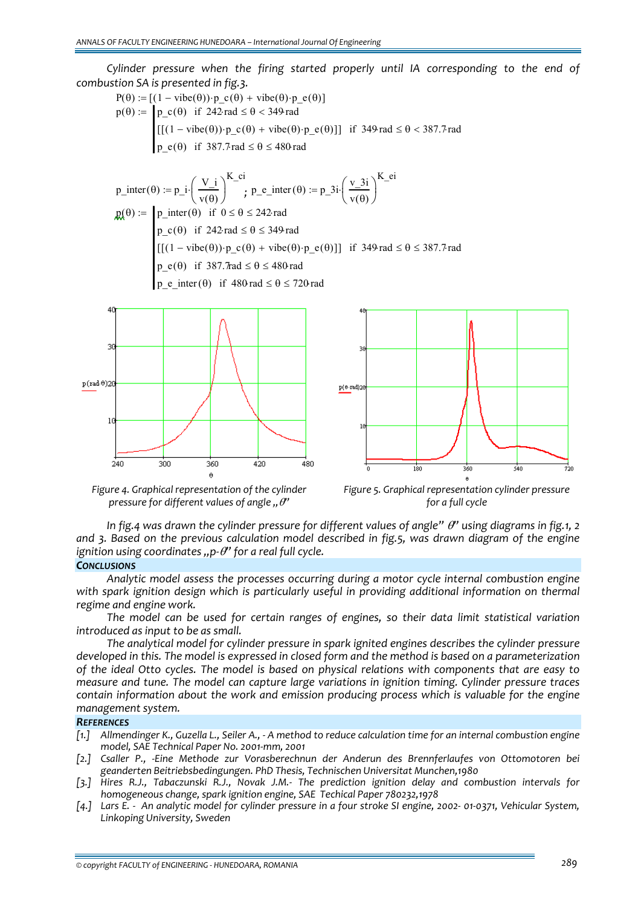Cylinder pressure when the firing started properly until IA corresponding to the end of combustion SA is presented in fig.3.

$$P(\theta) := [(1 - vibe(\theta)) \cdot p\_c(\theta) + vibe(\theta) \cdot p\_e(\theta)]$$

$$p(\theta) := \begin{cases} p\_c(\theta) & \text{if } 242 \cdot rad \le \theta < 349 \cdot rad \\ [[(1 - vibe(\theta)) \cdot p\_c(\theta) + vibe(\theta) \cdot p\_e(\theta)]] & \text{if } 349 \cdot rad \le \theta < 387.7 \cdot rad \\ p\_e(\theta) & \text{if } 387.7 \cdot rad \le \theta \le 480 \cdot rad \end{cases}$$

$$p\_inter(\theta) := p\_i \cdot \left(\frac{V\_i}{v(\theta)}\right)^{K\_ci} ; \; p\_e\_inter(\theta) := p\_3i \cdot \left(\frac{v\_3i}{v(\theta)}\right)^{K\_ei}$$

$$p(\theta) := \begin{cases} p\_inter(\theta) & \text{if } 0 \le \theta \le 242 \cdot rad \\ p\_c(\theta) & \text{if } 242 \cdot rad \le \theta \le 349 \cdot rad \\ [[(1 - vibe(\theta)) \cdot p\_c(\theta) + vibe(\theta) \cdot p\_e(\theta)]] & \text{if } 349 \cdot rad \le \theta \le 387.7 \cdot rad \\ p\_e(\theta) & \text{if } 387.7 \cdot rad \le \theta \le 480 \cdot rad \\ p\_e\_inter(\theta) & \text{if } 480 \cdot rad \le \theta \le 720 \cdot rad \end{cases}$$

Figure 4. Graphical representation of the cylinder pressure for different values of angle „$\theta$"

Figure 5. Graphical representation cylinder pressure for a full cycle

In fig.4 was drawn the cylinder pressure for different values of angle" $\theta$" using diagrams in fig.1, 2 and 3. Based on the previous calculation model described in fig.5, was drawn diagram of the engine ignition using coordinates „p-$\theta$" for a real full cycle.

## CONCLUSIONS

Analytic model assess the processes occurring during a motor cycle internal combustion engine with spark ignition design which is particularly useful in providing additional information on thermal regime and engine work.

The model can be used for certain ranges of engines, so their data limit statistical variation introduced as input to be as small.

The analytical model for cylinder pressure in spark ignited engines describes the cylinder pressure developed in this. The model is expressed in closed form and the method is based on a parameterization of the ideal Otto cycles. The model is based on physical relations with components that are easy to measure and tune. The model can capture large variations in ignition timing. Cylinder pressure traces contain information about the work and emission producing process which is valuable for the engine management system.

## REFERENCES

[1.] Allmendinger K., Guzella L., Seiler A., - A method to reduce calculation time for an internal combustion engine model, SAE Technical Paper No. 2001-mm, 2001

[2.] Csaller P., -Eine Methode zur Vorasberechnun der Anderun des Brennferlaufes von Ottomotoren bei geanderten Beitriebsbedingungen. PhD Thesis, Technischen Universitat Munchen,1980

[3.] Hires R.J., Tabaczunski R.J., Novak J.M.- The prediction ignition delay and combustion intervals for homogeneous change, spark ignition engine, SAE Techical Paper 780232,1978

[4.] Lars E. - An analytic model for cylinder pressure in a four stroke SI engine, 2002- 01-0371, Vehicular System, Linkoping University, Sweden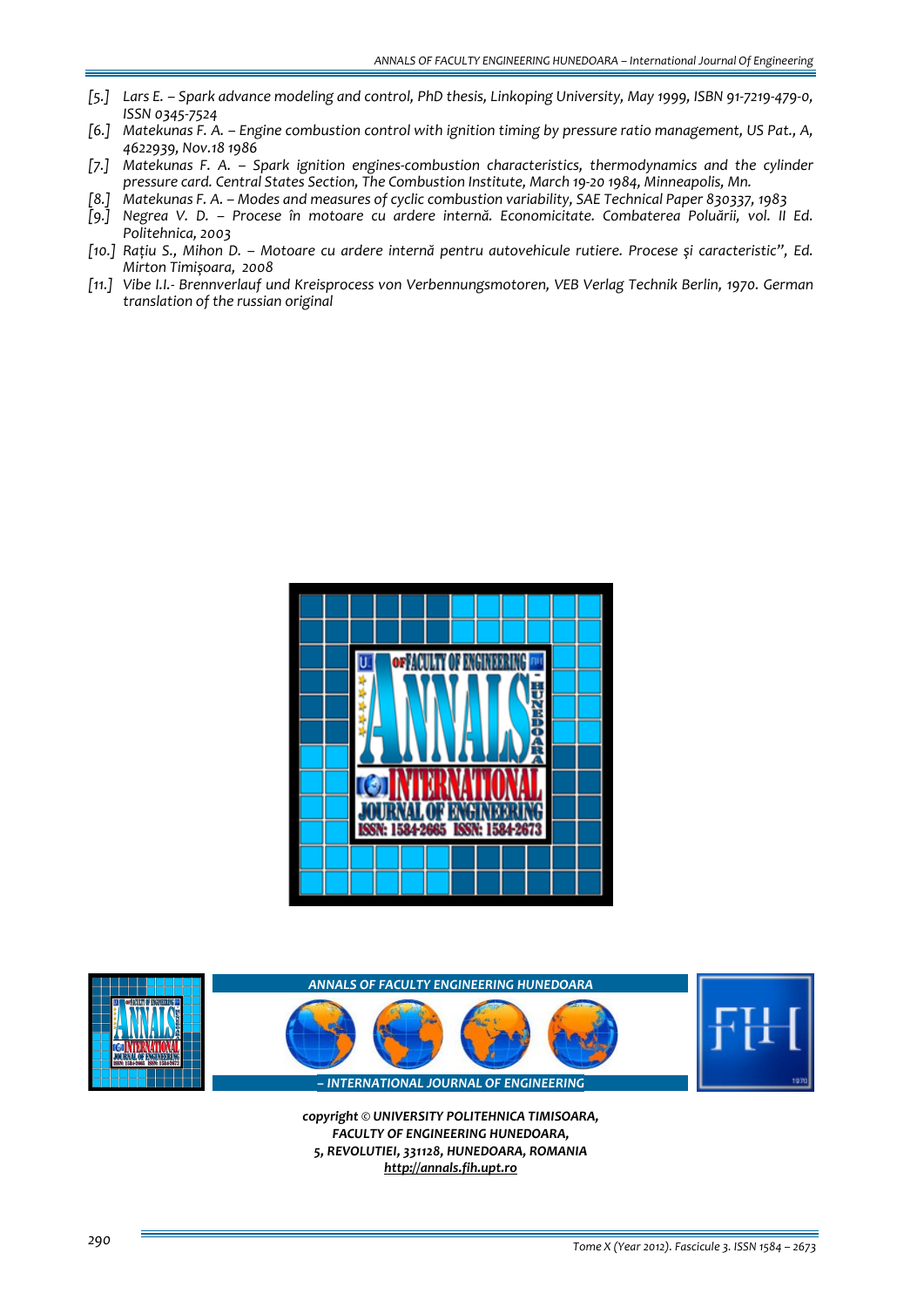[5.] Lars E. – Spark advance modeling and control, PhD thesis, Linkoping University, May 1999, ISBN 91-7219-479-0, ISSN 0345-7524

[6.] Matekunas F. A. – Engine combustion control with ignition timing by pressure ratio management, US Pat., A, 4622939, Nov.18 1986

[7.] Matekunas F. A. – Spark ignition engines-combustion characteristics, thermodynamics and the cylinder pressure card. Central States Section, The Combustion Institute, March 19-20 1984, Minneapolis, Mn.

[8.] Matekunas F. A. – Modes and measures of cyclic combustion variability, SAE Technical Paper 830337, 1983

[9.] Negrea V. D. – Procese în motoare cu ardere internă. Economicitate. Combaterea Poluării, vol. II Ed. Politehnica, 2003

[10.] Rațiu S., Mihon D. – Motoare cu ardere internă pentru autovehicule rutiere. Procese şi caracteristic", Ed. Mirton Timişoara, 2008

[11.] Vibe I.I.- Brennverlauf und Kreisprocess von Verbennungsmotoren, VEB Verlag Technik Berlin, 1970. German translation of the russian original

ANNALS OF FACULTY ENGINEERING HUNEDOARA – INTERNATIONAL JOURNAL OF ENGINEERING

copyright © UNIVERSITY POLITEHNICA TIMISOARA,
FACULTY OF ENGINEERING HUNEDOARA,
5, REVOLUTIEI, 331128, HUNEDOARA, ROMANIA
http://annals.fih.upt.ro